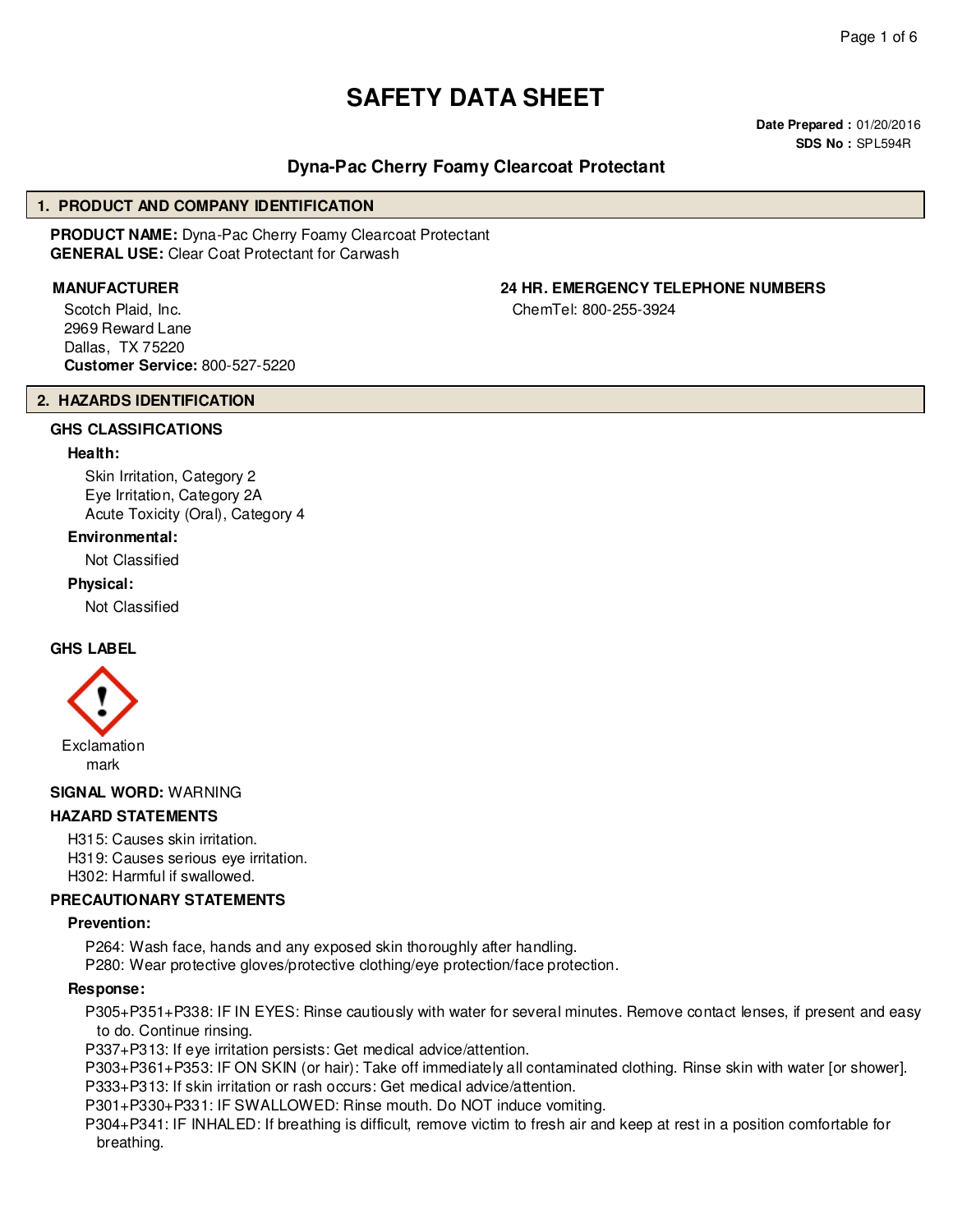# SAFETY DATA SHEET

**Date Prepared :** 01/20/2016
**SDS No :** SPL594R

## Dyna-Pac Cherry Foamy Clearcoat Protectant

## 1. PRODUCT AND COMPANY IDENTIFICATION

**PRODUCT NAME:** Dyna-Pac Cherry Foamy Clearcoat Protectant
**GENERAL USE:** Clear Coat Protectant for Carwash

**MANUFACTURER**

Scotch Plaid, Inc.
2969 Reward Lane
Dallas, TX 75220
**Customer Service:** 800-527-5220

**24 HR. EMERGENCY TELEPHONE NUMBERS**

ChemTel: 800-255-3924

## 2. HAZARDS IDENTIFICATION

### GHS CLASSIFICATIONS

**Health:**

Skin Irritation, Category 2
Eye Irritation, Category 2A
Acute Toxicity (Oral), Category 4

**Environmental:**

Not Classified

**Physical:**

Not Classified

### GHS LABEL

Exclamation mark

**SIGNAL WORD:** WARNING

### HAZARD STATEMENTS

H315: Causes skin irritation.
H319: Causes serious eye irritation.
H302: Harmful if swallowed.

### PRECAUTIONARY STATEMENTS

**Prevention:**

P264: Wash face, hands and any exposed skin thoroughly after handling.
P280: Wear protective gloves/protective clothing/eye protection/face protection.

**Response:**

P305+P351+P338: IF IN EYES: Rinse cautiously with water for several minutes. Remove contact lenses, if present and easy to do. Continue rinsing.
P337+P313: If eye irritation persists: Get medical advice/attention.
P303+P361+P353: IF ON SKIN (or hair): Take off immediately all contaminated clothing. Rinse skin with water [or shower].
P333+P313: If skin irritation or rash occurs: Get medical advice/attention.
P301+P330+P331: IF SWALLOWED: Rinse mouth. Do NOT induce vomiting.
P304+P341: IF INHALED: If breathing is difficult, remove victim to fresh air and keep at rest in a position comfortable for breathing.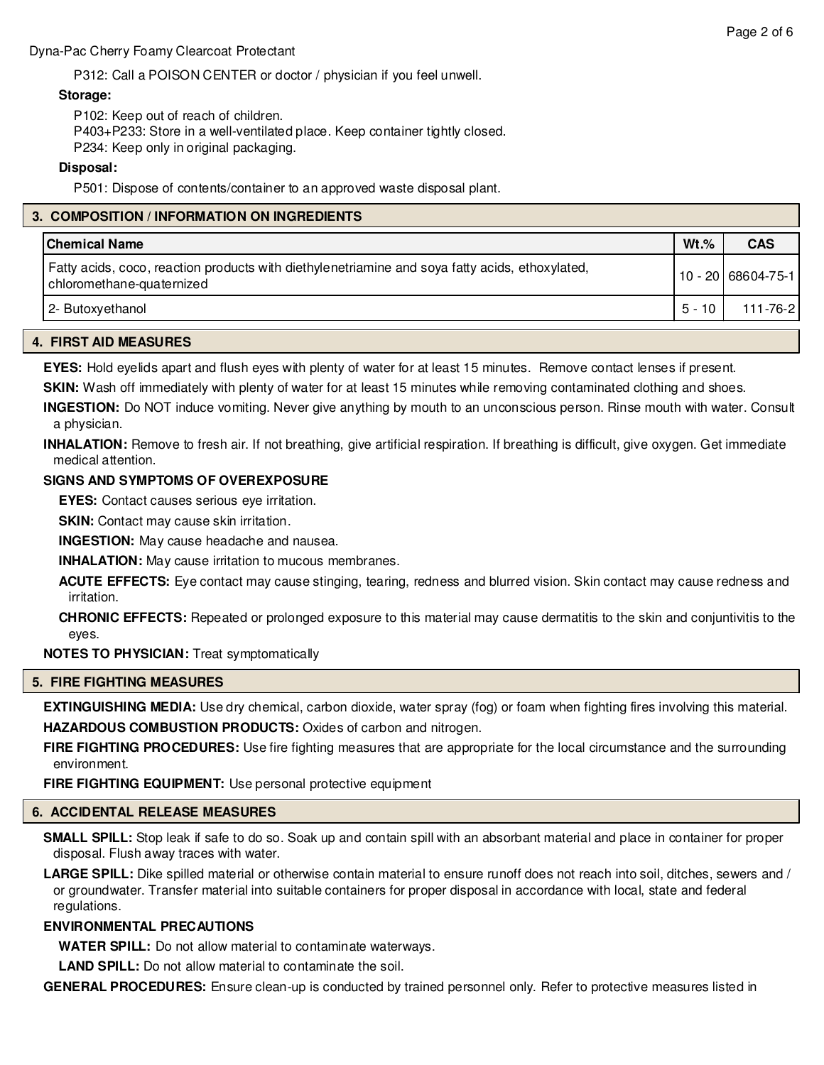P312: Call a POISON CENTER or doctor / physician if you feel unwell.

**Storage:**

P102: Keep out of reach of children.
P403+P233: Store in a well-ventilated place. Keep container tightly closed.
P234: Keep only in original packaging.

**Disposal:**

P501: Dispose of contents/container to an approved waste disposal plant.

## 3. COMPOSITION / INFORMATION ON INGREDIENTS

| Chemical Name | Wt.% | CAS |
|---|---|---|
| Fatty acids, coco, reaction products with diethylenetriamine and soya fatty acids, ethoxylated, chloromethane-quaternized | 10 - 20 | 68604-75-1 |
| 2- Butoxyethanol | 5 - 10 | 111-76-2 |

## 4. FIRST AID MEASURES

**EYES:** Hold eyelids apart and flush eyes with plenty of water for at least 15 minutes. Remove contact lenses if present.

**SKIN:** Wash off immediately with plenty of water for at least 15 minutes while removing contaminated clothing and shoes.

**INGESTION:** Do NOT induce vomiting. Never give anything by mouth to an unconscious person. Rinse mouth with water. Consult a physician.

**INHALATION:** Remove to fresh air. If not breathing, give artificial respiration. If breathing is difficult, give oxygen. Get immediate medical attention.

**SIGNS AND SYMPTOMS OF OVEREXPOSURE**

**EYES:** Contact causes serious eye irritation.

**SKIN:** Contact may cause skin irritation.

**INGESTION:** May cause headache and nausea.

**INHALATION:** May cause irritation to mucous membranes.

**ACUTE EFFECTS:** Eye contact may cause stinging, tearing, redness and blurred vision. Skin contact may cause redness and irritation.

**CHRONIC EFFECTS:** Repeated or prolonged exposure to this material may cause dermatitis to the skin and conjuntivitis to the eyes.

**NOTES TO PHYSICIAN:** Treat symptomatically

## 5. FIRE FIGHTING MEASURES

**EXTINGUISHING MEDIA:** Use dry chemical, carbon dioxide, water spray (fog) or foam when fighting fires involving this material.

**HAZARDOUS COMBUSTION PRODUCTS:** Oxides of carbon and nitrogen.

**FIRE FIGHTING PROCEDURES:** Use fire fighting measures that are appropriate for the local circumstance and the surrounding environment.

**FIRE FIGHTING EQUIPMENT:** Use personal protective equipment

## 6. ACCIDENTAL RELEASE MEASURES

**SMALL SPILL:** Stop leak if safe to do so. Soak up and contain spill with an absorbant material and place in container for proper disposal. Flush away traces with water.

**LARGE SPILL:** Dike spilled material or otherwise contain material to ensure runoff does not reach into soil, ditches, sewers and / or groundwater. Transfer material into suitable containers for proper disposal in accordance with local, state and federal regulations.

**ENVIRONMENTAL PRECAUTIONS**

**WATER SPILL:** Do not allow material to contaminate waterways.

**LAND SPILL:** Do not allow material to contaminate the soil.

**GENERAL PROCEDURES:** Ensure clean-up is conducted by trained personnel only. Refer to protective measures listed in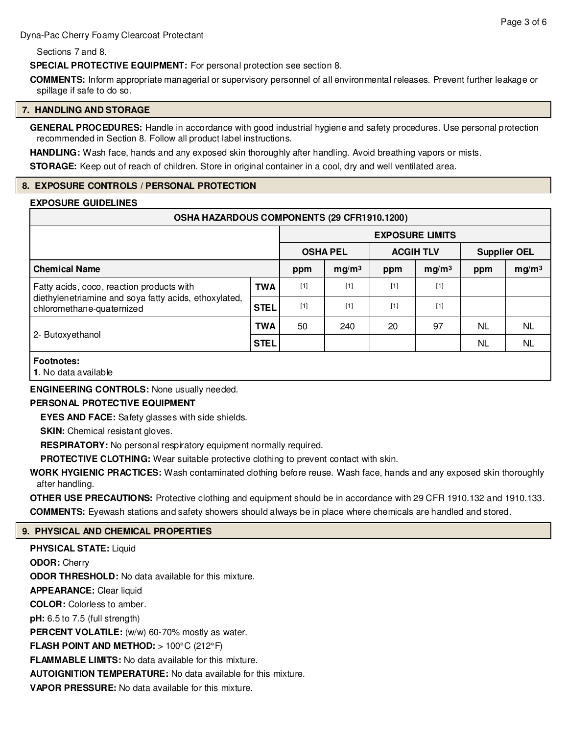Sections 7 and 8.

**SPECIAL PROTECTIVE EQUIPMENT:** For personal protection see section 8.

**COMMENTS:** Inform appropriate managerial or supervisory personnel of all environmental releases. Prevent further leakage or spillage if safe to do so.

## 7. HANDLING AND STORAGE

**GENERAL PROCEDURES:** Handle in accordance with good industrial hygiene and safety procedures. Use personal protection recommended in Section 8. Follow all product label instructions.

**HANDLING:** Wash face, hands and any exposed skin thoroughly after handling. Avoid breathing vapors or mists.

**STORAGE:** Keep out of reach of children. Store in original container in a cool, dry and well ventilated area.

## 8. EXPOSURE CONTROLS / PERSONAL PROTECTION

**EXPOSURE GUIDELINES**

| OSHA HAZARDOUS COMPONENTS (29 CFR1910.1200) | | | | | | | | |
|---|---|---|---|---|---|---|---|---|
| | | EXPOSURE LIMITS | | | | | | |
| | | OSHA PEL | | ACGIH TLV | | Supplier OEL | |
| **Chemical Name** | | ppm | $mg/m^3$ | ppm | $mg/m^3$ | ppm | $mg/m^3$ |
| Fatty acids, coco, reaction products with diethylenetriamine and soya fatty acids, ethoxylated, chloromethane-quaternized | TWA | [1] | [1] | [1] | [1] | | |
| | STEL | [1] | [1] | [1] | [1] | | |
| 2- Butoxyethanol | TWA | 50 | 240 | 20 | 97 | NL | NL |
| | STEL | | | | | NL | NL |

**Footnotes:**
**1**. No data available

**ENGINEERING CONTROLS:** None usually needed.

**PERSONAL PROTECTIVE EQUIPMENT**

**EYES AND FACE:** Safety glasses with side shields.

**SKIN:** Chemical resistant gloves.

**RESPIRATORY:** No personal respiratory equipment normally required.

**PROTECTIVE CLOTHING:** Wear suitable protective clothing to prevent contact with skin.

**WORK HYGIENIC PRACTICES:** Wash contaminated clothing before reuse. Wash face, hands and any exposed skin thoroughly after handling.

**OTHER USE PRECAUTIONS:** Protective clothing and equipment should be in accordance with 29 CFR 1910.132 and 1910.133.

**COMMENTS:** Eyewash stations and safety showers should always be in place where chemicals are handled and stored.

## 9. PHYSICAL AND CHEMICAL PROPERTIES

**PHYSICAL STATE:** Liquid

**ODOR:** Cherry

**ODOR THRESHOLD:** No data available for this mixture.

**APPEARANCE:** Clear liquid

**COLOR:** Colorless to amber.

**pH:** 6.5 to 7.5 (full strength)

**PERCENT VOLATILE:** (w/w) 60-70% mostly as water.

**FLASH POINT AND METHOD:** > 100°C (212°F)

**FLAMMABLE LIMITS:** No data available for this mixture.

**AUTOIGNITION TEMPERATURE:** No data available for this mixture.

**VAPOR PRESSURE:** No data available for this mixture.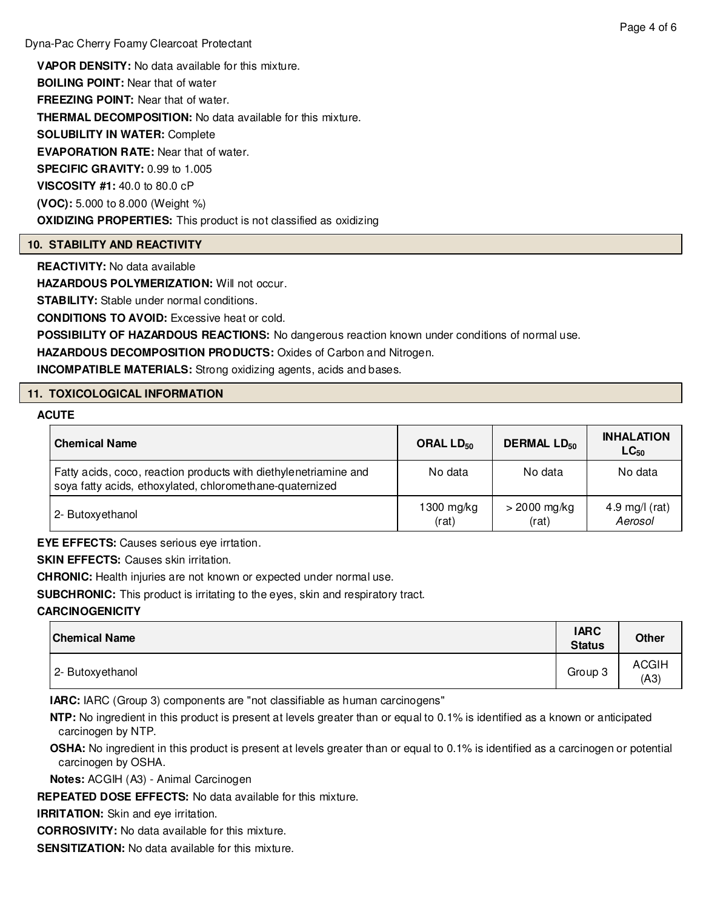**VAPOR DENSITY:** No data available for this mixture.

**BOILING POINT:** Near that of water

**FREEZING POINT:** Near that of water.

**THERMAL DECOMPOSITION:** No data available for this mixture.

**SOLUBILITY IN WATER:** Complete

**EVAPORATION RATE:** Near that of water.

**SPECIFIC GRAVITY:** 0.99 to 1.005

**VISCOSITY #1:** 40.0 to 80.0 cP

**(VOC):** 5.000 to 8.000 (Weight %)

**OXIDIZING PROPERTIES:** This product is not classified as oxidizing

## 10. STABILITY AND REACTIVITY

**REACTIVITY:** No data available

**HAZARDOUS POLYMERIZATION:** Will not occur.

**STABILITY:** Stable under normal conditions.

**CONDITIONS TO AVOID:** Excessive heat or cold.

**POSSIBILITY OF HAZARDOUS REACTIONS:** No dangerous reaction known under conditions of normal use.

**HAZARDOUS DECOMPOSITION PRODUCTS:** Oxides of Carbon and Nitrogen.

**INCOMPATIBLE MATERIALS:** Strong oxidizing agents, acids and bases.

## 11. TOXICOLOGICAL INFORMATION

**ACUTE**

| Chemical Name | ORAL $LD_{50}$ | DERMAL $LD_{50}$ | INHALATION $LC_{50}$ |
|---|---|---|---|
| Fatty acids, coco, reaction products with diethylenetriamine and soya fatty acids, ethoxylated, chloromethane-quaternized | No data | No data | No data |
| 2- Butoxyethanol | 1300 mg/kg (rat) | > 2000 mg/kg (rat) | 4.9 mg/l (rat) *Aerosol* |

**EYE EFFECTS:** Causes serious eye irrtation.

**SKIN EFFECTS:** Causes skin irritation.

**CHRONIC:** Health injuries are not known or expected under normal use.

**SUBCHRONIC:** This product is irritating to the eyes, skin and respiratory tract.

**CARCINOGENICITY**

| Chemical Name | IARC Status | Other |
|---|---|---|
| 2- Butoxyethanol | Group 3 | ACGIH (A3) |

**IARC:** IARC (Group 3) components are "not classifiable as human carcinogens"

**NTP:** No ingredient in this product is present at levels greater than or equal to 0.1% is identified as a known or anticipated carcinogen by NTP.

**OSHA:** No ingredient in this product is present at levels greater than or equal to 0.1% is identified as a carcinogen or potential carcinogen by OSHA.

**Notes:** ACGIH (A3) - Animal Carcinogen

**REPEATED DOSE EFFECTS:** No data available for this mixture.

**IRRITATION:** Skin and eye irritation.

**CORROSIVITY:** No data available for this mixture.

**SENSITIZATION:** No data available for this mixture.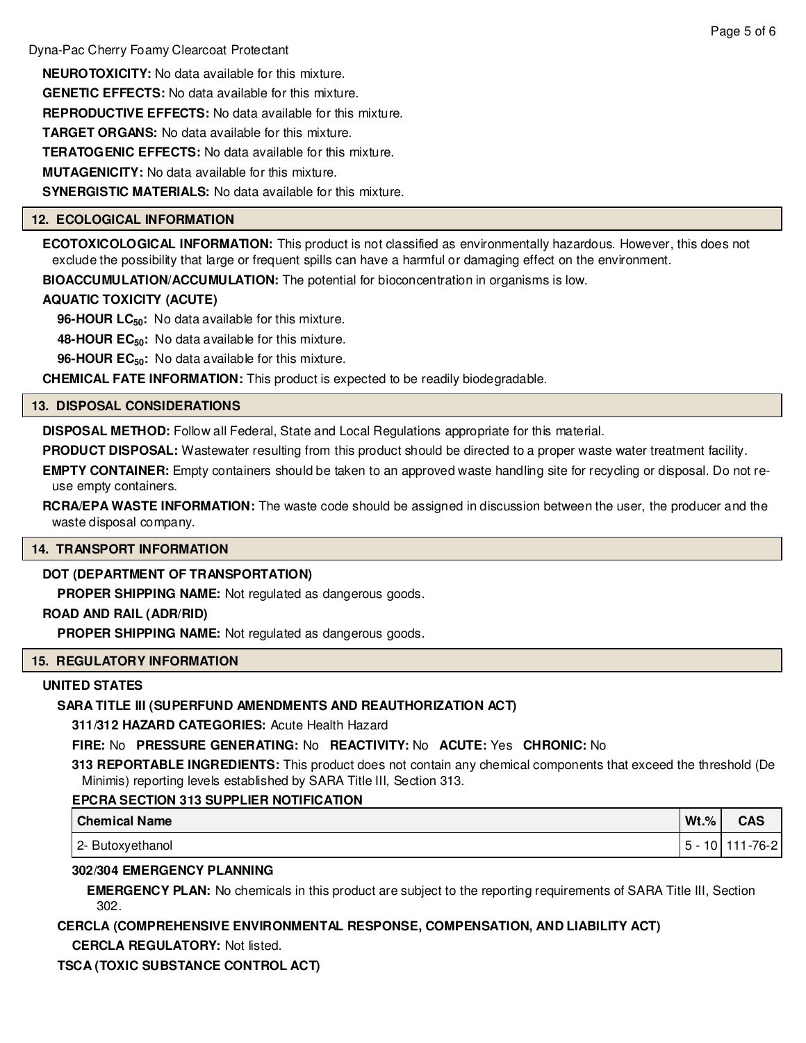**NEUROTOXICITY:** No data available for this mixture.

**GENETIC EFFECTS:** No data available for this mixture.

**REPRODUCTIVE EFFECTS:** No data available for this mixture.

**TARGET ORGANS:** No data available for this mixture.

**TERATOGENIC EFFECTS:** No data available for this mixture.

**MUTAGENICITY:** No data available for this mixture.

**SYNERGISTIC MATERIALS:** No data available for this mixture.

## 12. ECOLOGICAL INFORMATION

**ECOTOXICOLOGICAL INFORMATION:** This product is not classified as environmentally hazardous. However, this does not exclude the possibility that large or frequent spills can have a harmful or damaging effect on the environment.

**BIOACCUMULATION/ACCUMULATION:** The potential for bioconcentration in organisms is low.

**AQUATIC TOXICITY (ACUTE)**

**96-HOUR $LC_{50}$:** No data available for this mixture.

**48-HOUR $EC_{50}$:** No data available for this mixture.

**96-HOUR $EC_{50}$:** No data available for this mixture.

**CHEMICAL FATE INFORMATION:** This product is expected to be readily biodegradable.

## 13. DISPOSAL CONSIDERATIONS

**DISPOSAL METHOD:** Follow all Federal, State and Local Regulations appropriate for this material.

**PRODUCT DISPOSAL:** Wastewater resulting from this product should be directed to a proper waste water treatment facility.

**EMPTY CONTAINER:** Empty containers should be taken to an approved waste handling site for recycling or disposal. Do not re-use empty containers.

**RCRA/EPA WASTE INFORMATION:** The waste code should be assigned in discussion between the user, the producer and the waste disposal company.

## 14. TRANSPORT INFORMATION

**DOT (DEPARTMENT OF TRANSPORTATION)**

**PROPER SHIPPING NAME:** Not regulated as dangerous goods.

**ROAD AND RAIL (ADR/RID)**

**PROPER SHIPPING NAME:** Not regulated as dangerous goods.

## 15. REGULATORY INFORMATION

**UNITED STATES**

**SARA TITLE III (SUPERFUND AMENDMENTS AND REAUTHORIZATION ACT)**

**311/312 HAZARD CATEGORIES:** Acute Health Hazard

**FIRE:** No **PRESSURE GENERATING:** No **REACTIVITY:** No **ACUTE:** Yes **CHRONIC:** No

**313 REPORTABLE INGREDIENTS:** This product does not contain any chemical components that exceed the threshold (De Minimis) reporting levels established by SARA Title III, Section 313.

**EPCRA SECTION 313 SUPPLIER NOTIFICATION**

| Chemical Name | Wt.% | CAS |
|---|---|---|
| 2- Butoxyethanol | 5 - 10 | 111-76-2 |

**302/304 EMERGENCY PLANNING**

**EMERGENCY PLAN:** No chemicals in this product are subject to the reporting requirements of SARA Title III, Section 302.

**CERCLA (COMPREHENSIVE ENVIRONMENTAL RESPONSE, COMPENSATION, AND LIABILITY ACT)**

**CERCLA REGULATORY:** Not listed.

**TSCA (TOXIC SUBSTANCE CONTROL ACT)**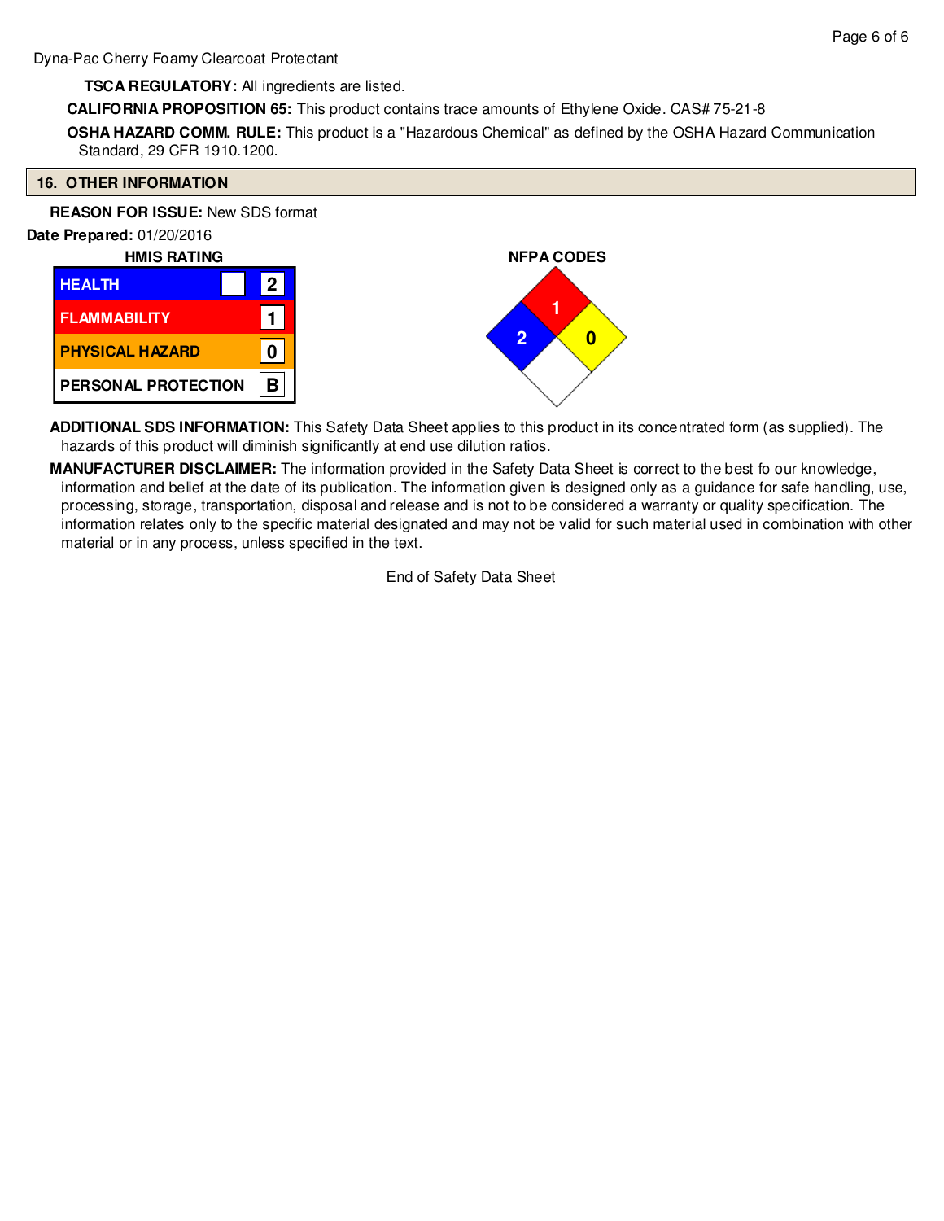**TSCA REGULATORY:** All ingredients are listed.

**CALIFORNIA PROPOSITION 65:** This product contains trace amounts of Ethylene Oxide. CAS# 75-21-8

**OSHA HAZARD COMM. RULE:** This product is a "Hazardous Chemical" as defined by the OSHA Hazard Communication Standard, 29 CFR 1910.1200.

## 16. OTHER INFORMATION

**REASON FOR ISSUE:** New SDS format

**Date Prepared:** 01/20/2016

**HMIS RATING**

| | |
|---|---|
| HEALTH | 2 |
| FLAMMABILITY | 1 |
| PHYSICAL HAZARD | 0 |
| PERSONAL PROTECTION | B |

**NFPA CODES**

1

2

0

**ADDITIONAL SDS INFORMATION:** This Safety Data Sheet applies to this product in its concentrated form (as supplied). The hazards of this product will diminish significantly at end use dilution ratios.

**MANUFACTURER DISCLAIMER:** The information provided in the Safety Data Sheet is correct to the best fo our knowledge, information and belief at the date of its publication. The information given is designed only as a guidance for safe handling, use, processing, storage, transportation, disposal and release and is not to be considered a warranty or quality specification. The information relates only to the specific material designated and may not be valid for such material used in combination with other material or in any process, unless specified in the text.

End of Safety Data Sheet